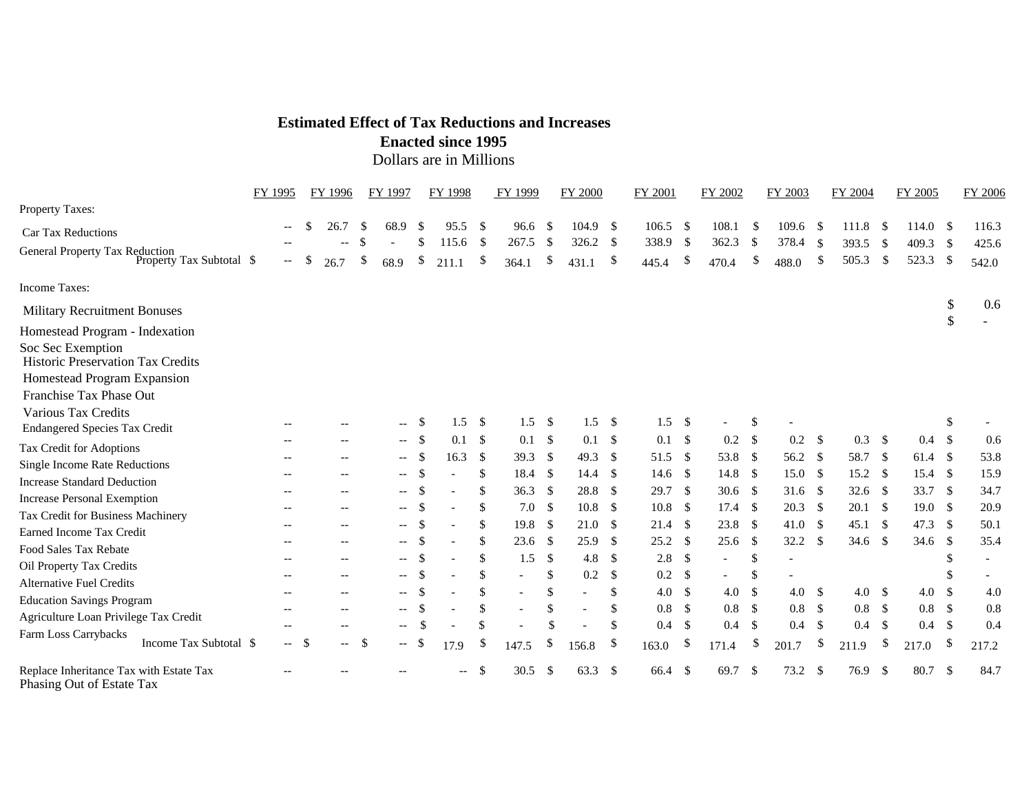# Estimated Effect of Tax Reductions and Increases Enacted since 1995

Dollars are in Millions

| | FY 1995 | FY 1996 | FY 1997 | FY 1998 | FY 1999 | FY 2000 | FY 2001 | FY 2002 | FY 2003 | FY 2004 | FY 2005 | FY 2006 |
|---|---|---|---|---|---|---|---|---|---|---|---|---|
| **Property Taxes:** | | | | | | | | | | | | |
| Car Tax Reductions | -- | $ 26.7 | $ 68.9 | $ 95.5 | $ 96.6 | $ 104.9 | $ 106.5 | $ 108.1 | $ 109.6 | $ 111.8 | $ 114.0 | $ 116.3 |
| General Property Tax Reduction | -- | -- | $ - | $ 115.6 | $ 267.5 | $ 326.2 | $ 338.9 | $ 362.3 | $ 378.4 | $ 393.5 | $ 409.3 | $ 425.6 |
| Property Tax Subtotal | $ -- | $ 26.7 | $ 68.9 | $ 211.1 | $ 364.1 | $ 431.1 | $ 445.4 | $ 470.4 | $ 488.0 | $ 505.3 | $ 523.3 | $ 542.0 |
| **Income Taxes:** | | | | | | | | | | | | |
| Military Recruitment Bonuses | | | | | | | | | | | | $ 0.6 |
| Homestead Program - Indexation | | | | | | | | | | | | $ - |
| Soc Sec Exemption | | | | | | | | | | | | |
| Historic Preservation Tax Credits | | | | | | | | | | | | |
| Homestead Program Expansion | | | | | | | | | | | | |
| Franchise Tax Phase Out | | | | | | | | | | | | |
| Various Tax Credits | | | | | | | | | | | | |
| Endangered Species Tax Credit | -- | -- | -- | $ 1.5 | $ 1.5 | $ 1.5 | $ 1.5 | $ - | $ - | | | $ - |
| Tax Credit for Adoptions | -- | -- | -- | $ 0.1 | $ 0.1 | $ 0.1 | $ 0.1 | $ 0.2 | $ 0.2 | $ 0.3 | $ 0.4 | $ 0.6 |
| Single Income Rate Reductions | -- | -- | -- | $ 16.3 | $ 39.3 | $ 49.3 | $ 51.5 | $ 53.8 | $ 56.2 | $ 58.7 | $ 61.4 | $ 53.8 |
| Increase Standard Deduction | -- | -- | -- | $ - | $ 18.4 | $ 14.4 | $ 14.6 | $ 14.8 | $ 15.0 | $ 15.2 | $ 15.4 | $ 15.9 |
| Increase Personal Exemption | -- | -- | -- | $ - | $ 36.3 | $ 28.8 | $ 29.7 | $ 30.6 | $ 31.6 | $ 32.6 | $ 33.7 | $ 34.7 |
| Tax Credit for Business Machinery | -- | -- | -- | $ - | $ 7.0 | $ 10.8 | $ 10.8 | $ 17.4 | $ 20.3 | $ 20.1 | $ 19.0 | $ 20.9 |
| Earned Income Tax Credit | -- | -- | -- | $ - | $ 19.8 | $ 21.0 | $ 21.4 | $ 23.8 | $ 41.0 | $ 45.1 | $ 47.3 | $ 50.1 |
| Food Sales Tax Rebate | -- | -- | -- | $ - | $ 23.6 | $ 25.9 | $ 25.2 | $ 25.6 | $ 32.2 | $ 34.6 | $ 34.6 | $ 35.4 |
| Oil Property Tax Credits | -- | -- | -- | $ - | $ 1.5 | $ 4.8 | $ 2.8 | $ - | $ - | | | $ - |
| Alternative Fuel Credits | -- | -- | -- | $ - | $ - | $ 0.2 | $ 0.2 | $ - | $ - | | | $ - |
| Education Savings Program | -- | -- | -- | $ - | $ - | $ - | $ 4.0 | $ 4.0 | $ 4.0 | $ 4.0 | $ 4.0 | $ 4.0 |
| Agriculture Loan Privilege Tax Credit | -- | -- | -- | $ - | $ - | $ - | $ 0.8 | $ 0.8 | $ 0.8 | $ 0.8 | $ 0.8 | $ 0.8 |
| Farm Loss Carrybacks | -- | -- | -- | $ - | $ - | $ - | $ 0.4 | $ 0.4 | $ 0.4 | $ 0.4 | $ 0.4 | $ 0.4 |
| Income Tax Subtotal | $ -- | $ -- | $ -- | $ 17.9 | $ 147.5 | $ 156.8 | $ 163.0 | $ 171.4 | $ 201.7 | $ 211.9 | $ 217.0 | $ 217.2 |
| Replace Inheritance Tax with Estate Tax | -- | -- | -- | -- | $ 30.5 | $ 63.3 | $ 66.4 | $ 69.7 | $ 73.2 | $ 76.9 | $ 80.7 | $ 84.7 |
| Phasing Out of Estate Tax | | | | | | | | | | | | |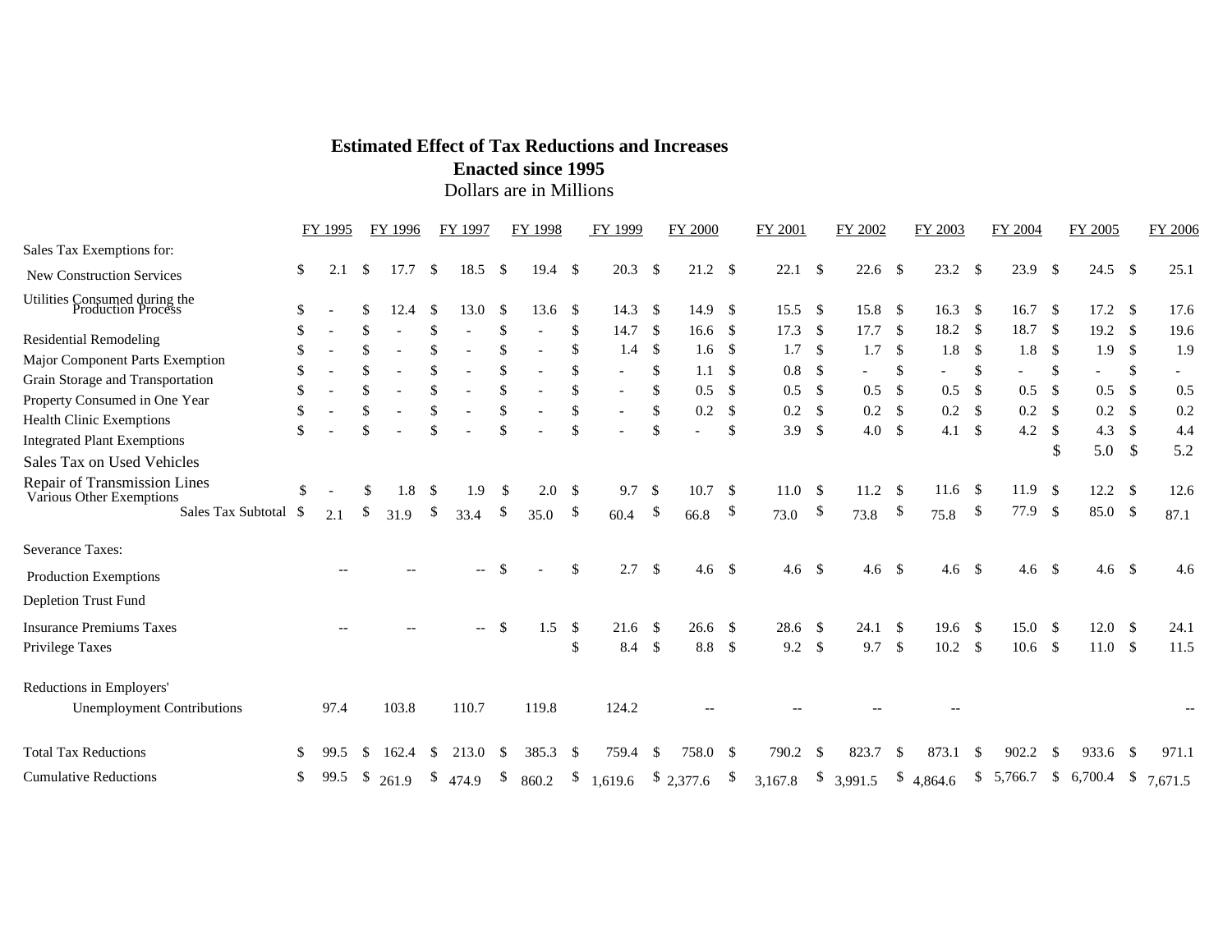# Estimated Effect of Tax Reductions and Increases Enacted since 1995

Dollars are in Millions

| | FY 1995 | FY 1996 | FY 1997 | FY 1998 | FY 1999 | FY 2000 | FY 2001 | FY 2002 | FY 2003 | FY 2004 | FY 2005 | FY 2006 |
|---|---|---|---|---|---|---|---|---|---|---|---|---|
| Sales Tax Exemptions for: | | | | | | | | | | | | |
| New Construction Services | $ 2.1 | $ 17.7 | $ 18.5 | $ 19.4 | $ 20.3 | $ 21.2 | $ 22.1 | $ 22.6 | $ 23.2 | $ 23.9 | $ 24.5 | $ 25.1 |
| Utilities Consumed during the Production Process | $ - | $ 12.4 | $ 13.0 | $ 13.6 | $ 14.3 | $ 14.9 | $ 15.5 | $ 15.8 | $ 16.3 | $ 16.7 | $ 17.2 | $ 17.6 |
| Residential Remodeling | $ - | $ - | $ - | $ - | $ 14.7 | $ 16.6 | $ 17.3 | $ 17.7 | $ 18.2 | $ 18.7 | $ 19.2 | $ 19.6 |
| Major Component Parts Exemption | $ - | $ - | $ - | $ - | $ 1.4 | $ 1.6 | $ 1.7 | $ 1.7 | $ 1.8 | $ 1.8 | $ 1.9 | $ 1.9 |
| Grain Storage and Transportation | $ - | $ - | $ - | $ - | $ - | $ 1.1 | $ 0.8 | $ - | $ - | $ - | $ - | $ - |
| Property Consumed in One Year | $ - | $ - | $ - | $ - | $ - | $ 0.5 | $ 0.5 | $ 0.5 | $ 0.5 | $ 0.5 | $ 0.5 | $ 0.5 |
| Health Clinic Exemptions | $ - | $ - | $ - | $ - | $ - | $ 0.2 | $ 0.2 | $ 0.2 | $ 0.2 | $ 0.2 | $ 0.2 | $ 0.2 |
| Integrated Plant Exemptions | $ - | $ - | $ - | $ - | $ - | $ - | $ 3.9 | $ 4.0 | $ 4.1 | $ 4.2 | $ 4.3 | $ 4.4 |
| Sales Tax on Used Vehicles | | | | | | | | | | | $ 5.0 | $ 5.2 |
| Repair of Transmission Lines | | | | | | | | | | | | |
| Various Other Exemptions | $ - | $ 1.8 | $ 1.9 | $ 2.0 | $ 9.7 | $ 10.7 | $ 11.0 | $ 11.2 | $ 11.6 | $ 11.9 | $ 12.2 | $ 12.6 |
| Sales Tax Subtotal | $ 2.1 | $ 31.9 | $ 33.4 | $ 35.0 | $ 60.4 | $ 66.8 | $ 73.0 | $ 73.8 | $ 75.8 | $ 77.9 | $ 85.0 | $ 87.1 |
| Severance Taxes: | | | | | | | | | | | | |
| Production Exemptions | -- | -- | -- | $ - | $ 2.7 | $ 4.6 | $ 4.6 | $ 4.6 | $ 4.6 | $ 4.6 | $ 4.6 | $ 4.6 |
| Depletion Trust Fund | | | | | | | | | | | | |
| Insurance Premiums Taxes | -- | -- | -- | $ 1.5 | $ 21.6 | $ 26.6 | $ 28.6 | $ 24.1 | $ 19.6 | $ 15.0 | $ 12.0 | $ 24.1 |
| Privilege Taxes | | | | | $ 8.4 | $ 8.8 | $ 9.2 | $ 9.7 | $ 10.2 | $ 10.6 | $ 11.0 | $ 11.5 |
| Reductions in Employers' Unemployment Contributions | 97.4 | 103.8 | 110.7 | 119.8 | 124.2 | -- | -- | -- | -- | | | -- |
| Total Tax Reductions | $ 99.5 | $ 162.4 | $ 213.0 | $ 385.3 | $ 759.4 | $ 758.0 | $ 790.2 | $ 823.7 | $ 873.1 | $ 902.2 | $ 933.6 | $ 971.1 |
| Cumulative Reductions | $ 99.5 | $ 261.9 | $ 474.9 | $ 860.2 | $ 1,619.6 | $ 2,377.6 | $ 3,167.8 | $ 3,991.5 | $ 4,864.6 | $ 5,766.7 | $ 6,700.4 | $ 7,671.5 |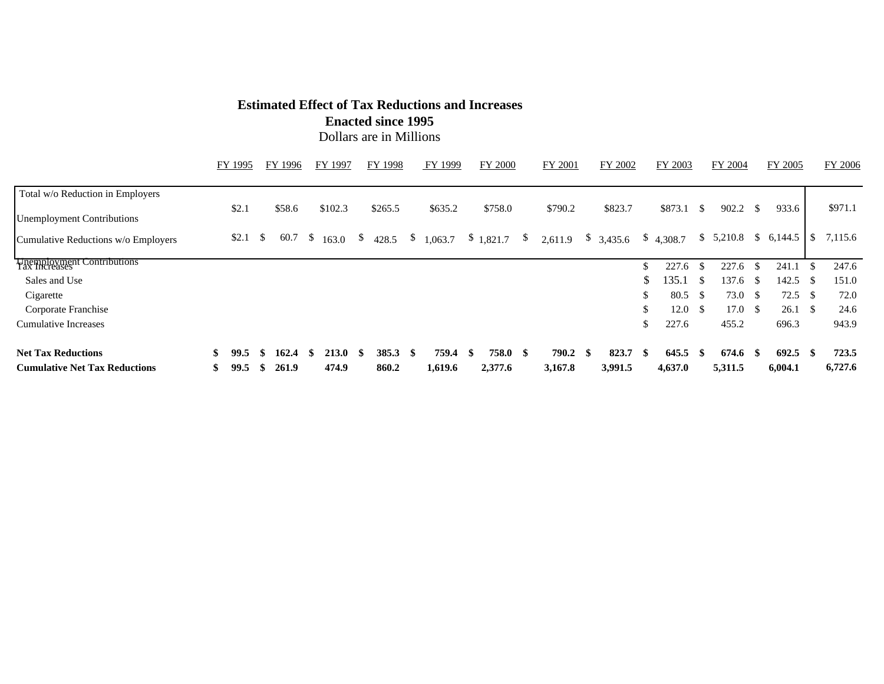**Estimated Effect of Tax Reductions and Increases**
**Enacted since 1995**
Dollars are in Millions

| | FY 1995 | FY 1996 | FY 1997 | FY 1998 | FY 1999 | FY 2000 | FY 2001 | FY 2002 | FY 2003 | FY 2004 | FY 2005 | FY 2006 |
|---|---|---|---|---|---|---|---|---|---|---|---|---|
| Total w/o Reduction in Employers Unemployment Contributions | $2.1 | $58.6 | $102.3 | $265.5 | $635.2 | $758.0 | $790.2 | $823.7 | $873.1 | $ 902.2 | $ 933.6 | $971.1 |
| Cumulative Reductions w/o Employers Unemployment Contributions | $2.1 | $ 60.7 | $ 163.0 | $ 428.5 | $ 1,063.7 | $ 1,821.7 | $ 2,611.9 | $ 3,435.6 | $ 4,308.7 | $ 5,210.8 | $ 6,144.5 | $ 7,115.6 |
| Tax Increases | | | | | | | | | $ 227.6 | $ 227.6 | $ 241.1 | $ 247.6 |
| Sales and Use | | | | | | | | | $ 135.1 | $ 137.6 | $ 142.5 | $ 151.0 |
| Cigarette | | | | | | | | | $ 80.5 | $ 73.0 | $ 72.5 | $ 72.0 |
| Corporate Franchise | | | | | | | | | $ 12.0 | $ 17.0 | $ 26.1 | $ 24.6 |
| Cumulative Increases | | | | | | | | | $ 227.6 | 455.2 | 696.3 | 943.9 |
| **Net Tax Reductions** | **$ 99.5** | **$ 162.4** | **$ 213.0** | **$ 385.3** | **$ 759.4** | **$ 758.0** | **$ 790.2** | **$ 823.7** | **$ 645.5** | **$ 674.6** | **$ 692.5** | **$ 723.5** |
| **Cumulative Net Tax Reductions** | **$ 99.5** | **$ 261.9** | **474.9** | **860.2** | **1,619.6** | **2,377.6** | **3,167.8** | **3,991.5** | **4,637.0** | **5,311.5** | **6,004.1** | **6,727.6** |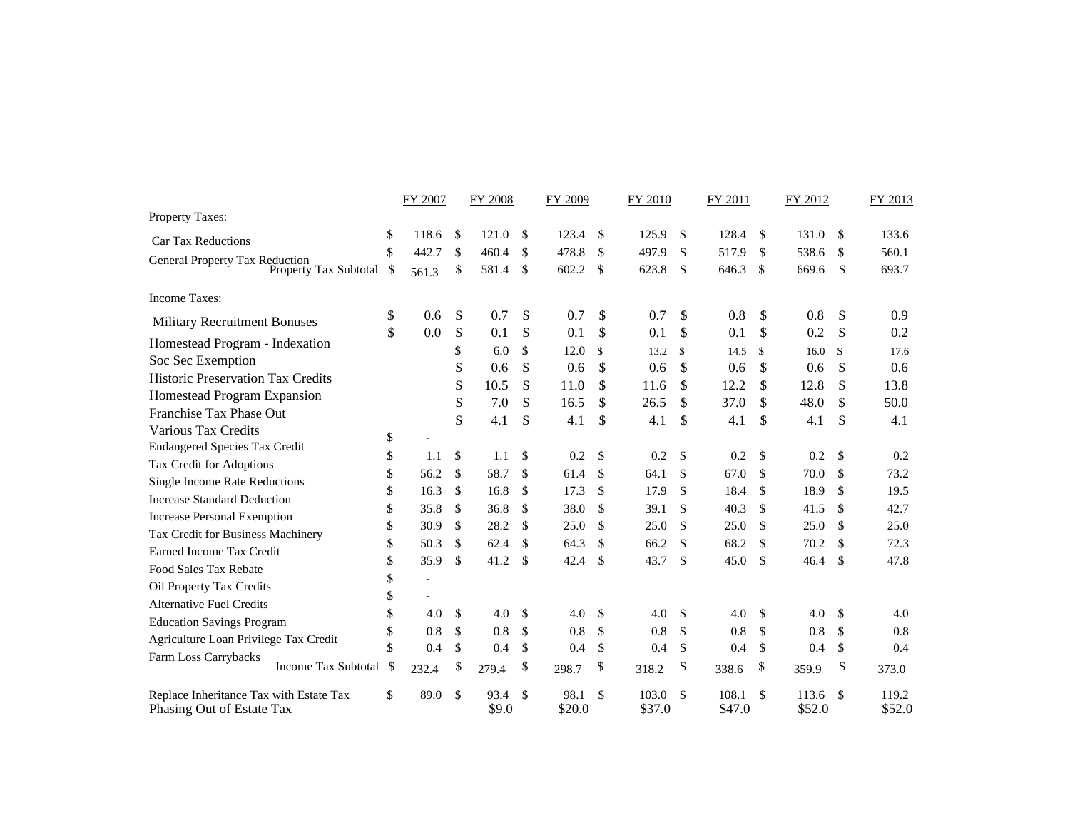| | FY 2007 | FY 2008 | FY 2009 | FY 2010 | FY 2011 | FY 2012 | FY 2013 |
|---|---|---|---|---|---|---|---|
| Property Taxes: | | | | | | | |
| Car Tax Reductions | $ 118.6 | $ 121.0 | $ 123.4 | $ 125.9 | $ 128.4 | $ 131.0 | $ 133.6 |
| General Property Tax Reduction | $ 442.7 | $ 460.4 | $ 478.8 | $ 497.9 | $ 517.9 | $ 538.6 | $ 560.1 |
| Property Tax Subtotal | $ 561.3 | $ 581.4 | $ 602.2 | $ 623.8 | $ 646.3 | $ 669.6 | $ 693.7 |
| Income Taxes: | | | | | | | |
| Military Recruitment Bonuses | $ 0.6 | $ 0.7 | $ 0.7 | $ 0.7 | $ 0.8 | $ 0.8 | $ 0.9 |
| Homestead Program - Indexation | $ 0.0 | $ 0.1 | $ 0.1 | $ 0.1 | $ 0.1 | $ 0.2 | $ 0.2 |
| Soc Sec Exemption | | $ 6.0 | $ 12.0 | $ 13.2 | $ 14.5 | $ 16.0 | $ 17.6 |
| Historic Preservation Tax Credits | | $ 0.6 | $ 0.6 | $ 0.6 | $ 0.6 | $ 0.6 | $ 0.6 |
| Homestead Program Expansion | | $ 10.5 | $ 11.0 | $ 11.6 | $ 12.2 | $ 12.8 | $ 13.8 |
| Franchise Tax Phase Out | | $ 7.0 | $ 16.5 | $ 26.5 | $ 37.0 | $ 48.0 | $ 50.0 |
| Various Tax Credits | | $ 4.1 | $ 4.1 | $ 4.1 | $ 4.1 | $ 4.1 | $ 4.1 |
| Endangered Species Tax Credit | $ - | | | | | | |
| Tax Credit for Adoptions | $ 1.1 | $ 1.1 | $ 0.2 | $ 0.2 | $ 0.2 | $ 0.2 | $ 0.2 |
| Single Income Rate Reductions | $ 56.2 | $ 58.7 | $ 61.4 | $ 64.1 | $ 67.0 | $ 70.0 | $ 73.2 |
| Increase Standard Deduction | $ 16.3 | $ 16.8 | $ 17.3 | $ 17.9 | $ 18.4 | $ 18.9 | $ 19.5 |
| Increase Personal Exemption | $ 35.8 | $ 36.8 | $ 38.0 | $ 39.1 | $ 40.3 | $ 41.5 | $ 42.7 |
| Tax Credit for Business Machinery | $ 30.9 | $ 28.2 | $ 25.0 | $ 25.0 | $ 25.0 | $ 25.0 | $ 25.0 |
| Earned Income Tax Credit | $ 50.3 | $ 62.4 | $ 64.3 | $ 66.2 | $ 68.2 | $ 70.2 | $ 72.3 |
| Food Sales Tax Rebate | $ 35.9 | $ 41.2 | $ 42.4 | $ 43.7 | $ 45.0 | $ 46.4 | $ 47.8 |
| Oil Property Tax Credits | $ - | | | | | | |
| Alternative Fuel Credits | $ - | | | | | | |
| Education Savings Program | $ 4.0 | $ 4.0 | $ 4.0 | $ 4.0 | $ 4.0 | $ 4.0 | $ 4.0 |
| Agriculture Loan Privilege Tax Credit | $ 0.8 | $ 0.8 | $ 0.8 | $ 0.8 | $ 0.8 | $ 0.8 | $ 0.8 |
| Farm Loss Carrybacks | $ 0.4 | $ 0.4 | $ 0.4 | $ 0.4 | $ 0.4 | $ 0.4 | $ 0.4 |
| Income Tax Subtotal | $ 232.4 | $ 279.4 | $ 298.7 | $ 318.2 | $ 338.6 | $ 359.9 | $ 373.0 |
| Replace Inheritance Tax with Estate Tax | $ 89.0 | $ 93.4 | $ 98.1 | $ 103.0 | $ 108.1 | $ 113.6 | $ 119.2 |
| Phasing Out of Estate Tax | | $9.0 | $20.0 | $37.0 | $47.0 | $52.0 | $52.0 |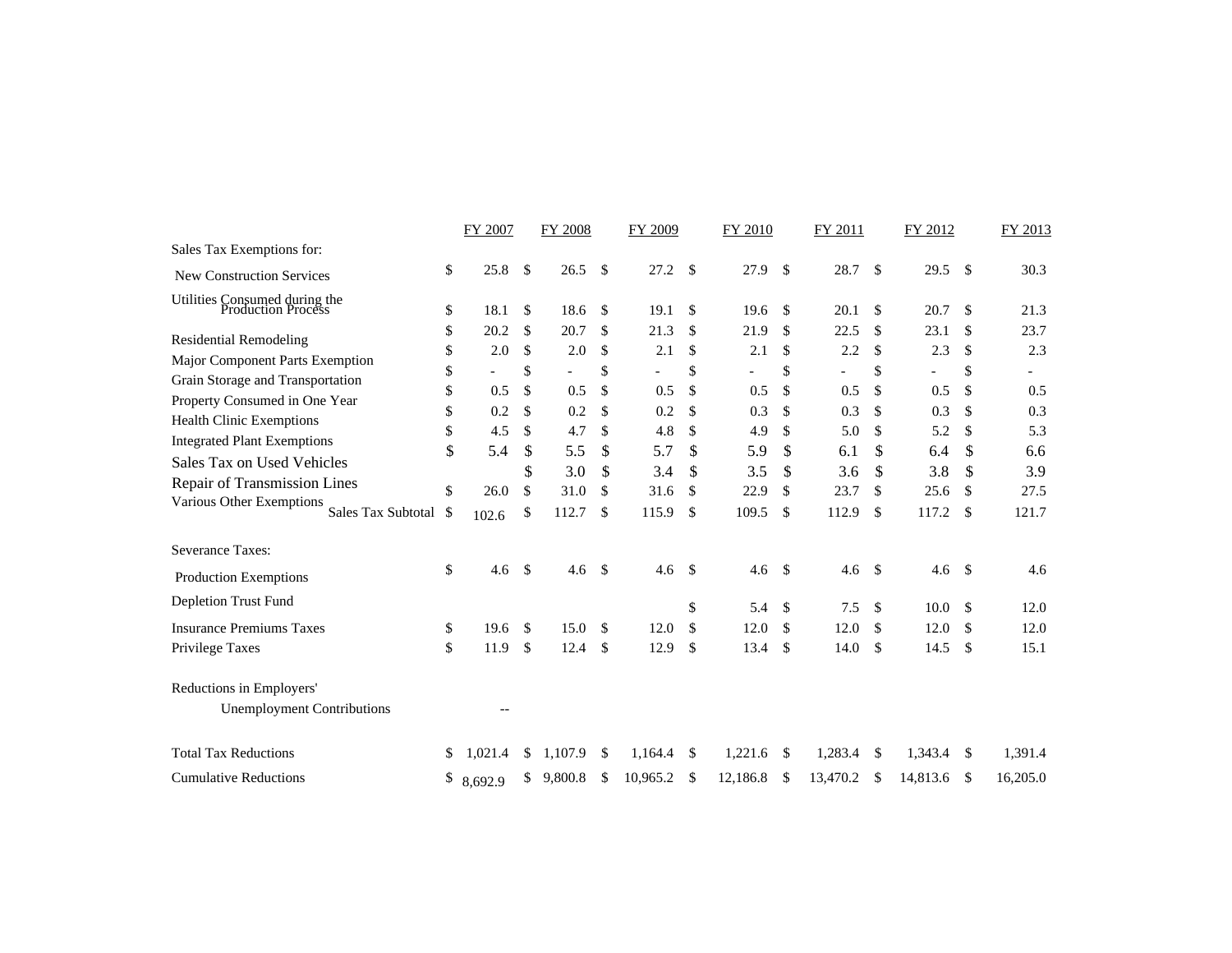| | FY 2007 | FY 2008 | FY 2009 | FY 2010 | FY 2011 | FY 2012 | FY 2013 |
|---|---|---|---|---|---|---|---|
| Sales Tax Exemptions for: | | | | | | | |
| New Construction Services | $ 25.8 | $ 26.5 | $ 27.2 | $ 27.9 | $ 28.7 | $ 29.5 | $ 30.3 |
| Utilities Consumed during the Production Process | $ 18.1 | $ 18.6 | $ 19.1 | $ 19.6 | $ 20.1 | $ 20.7 | $ 21.3 |
| Residential Remodeling | $ 20.2 | $ 20.7 | $ 21.3 | $ 21.9 | $ 22.5 | $ 23.1 | $ 23.7 |
| Major Component Parts Exemption | $ 2.0 | $ 2.0 | $ 2.1 | $ 2.1 | $ 2.2 | $ 2.3 | $ 2.3 |
| Grain Storage and Transportation | $ - | $ - | $ - | $ - | $ - | $ - | $ - |
| Property Consumed in One Year | $ 0.5 | $ 0.5 | $ 0.5 | $ 0.5 | $ 0.5 | $ 0.5 | $ 0.5 |
| Health Clinic Exemptions | $ 0.2 | $ 0.2 | $ 0.2 | $ 0.3 | $ 0.3 | $ 0.3 | $ 0.3 |
| Integrated Plant Exemptions | $ 4.5 | $ 4.7 | $ 4.8 | $ 4.9 | $ 5.0 | $ 5.2 | $ 5.3 |
| Sales Tax on Used Vehicles | $ 5.4 | $ 5.5 | $ 5.7 | $ 5.9 | $ 6.1 | $ 6.4 | $ 6.6 |
| Repair of Transmission Lines | | $ 3.0 | $ 3.4 | $ 3.5 | $ 3.6 | $ 3.8 | $ 3.9 |
| Various Other Exemptions | $ 26.0 | $ 31.0 | $ 31.6 | $ 22.9 | $ 23.7 | $ 25.6 | $ 27.5 |
| Sales Tax Subtotal | $ 102.6 | $ 112.7 | $ 115.9 | $ 109.5 | $ 112.9 | $ 117.2 | $ 121.7 |
| Severance Taxes: | | | | | | | |
| Production Exemptions | $ 4.6 | $ 4.6 | $ 4.6 | $ 4.6 | $ 4.6 | $ 4.6 | $ 4.6 |
| Depletion Trust Fund | | | | $ 5.4 | $ 7.5 | $ 10.0 | $ 12.0 |
| Insurance Premiums Taxes | $ 19.6 | $ 15.0 | $ 12.0 | $ 12.0 | $ 12.0 | $ 12.0 | $ 12.0 |
| Privilege Taxes | $ 11.9 | $ 12.4 | $ 12.9 | $ 13.4 | $ 14.0 | $ 14.5 | $ 15.1 |
| Reductions in Employers' Unemployment Contributions | -- | | | | | | |
| Total Tax Reductions | $ 1,021.4 | $ 1,107.9 | $ 1,164.4 | $ 1,221.6 | $ 1,283.4 | $ 1,343.4 | $ 1,391.4 |
| Cumulative Reductions | $ 8,692.9 | $ 9,800.8 | $ 10,965.2 | $ 12,186.8 | $ 13,470.2 | $ 14,813.6 | $ 16,205.0 |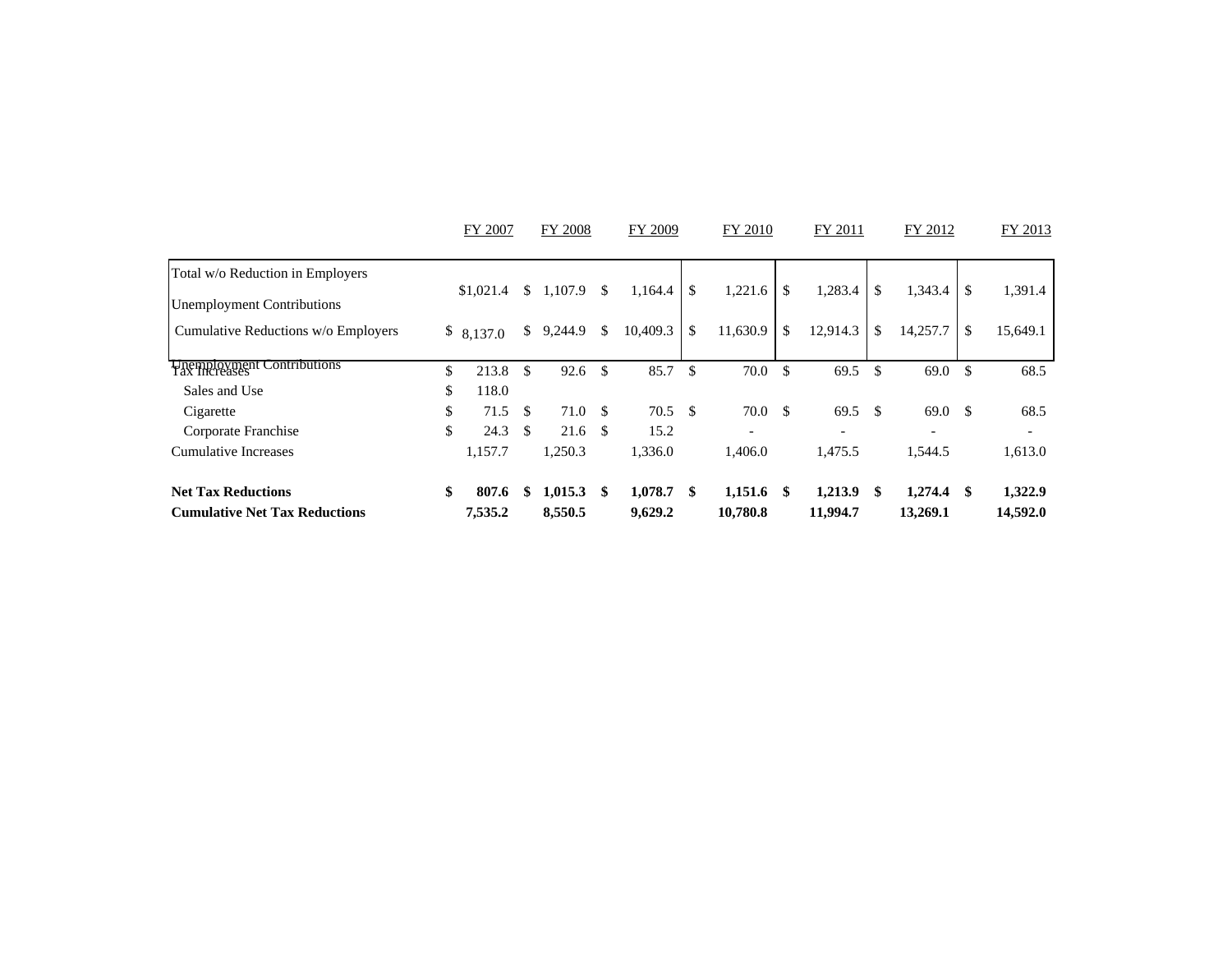| | FY 2007 | FY 2008 | FY 2009 | FY 2010 | FY 2011 | FY 2012 | FY 2013 |
|---|---|---|---|---|---|---|---|
| Total w/o Reduction in Employers Unemployment Contributions | $1,021.4 | $ 1,107.9 | $ 1,164.4 | $ 1,221.6 | $ 1,283.4 | $ 1,343.4 | $ 1,391.4 |
| Cumulative Reductions w/o Employers Unemployment Contributions | $ 8,137.0 | $ 9,244.9 | $ 10,409.3 | $ 11,630.9 | $ 12,914.3 | $ 14,257.7 | $ 15,649.1 |
| Tax Increases | $ 213.8 | $ 92.6 | $ 85.7 | $ 70.0 | $ 69.5 | $ 69.0 | $ 68.5 |
| Sales and Use | $ 118.0 | | | | | | |
| Cigarette | $ 71.5 | $ 71.0 | $ 70.5 | $ 70.0 | $ 69.5 | $ 69.0 | $ 68.5 |
| Corporate Franchise | $ 24.3 | $ 21.6 | $ 15.2 | - | - | - | - |
| Cumulative Increases | 1,157.7 | 1,250.3 | 1,336.0 | 1,406.0 | 1,475.5 | 1,544.5 | 1,613.0 |
| **Net Tax Reductions** | **$ 807.6** | **$ 1,015.3** | **$ 1,078.7** | **$ 1,151.6** | **$ 1,213.9** | **$ 1,274.4** | **$ 1,322.9** |
| **Cumulative Net Tax Reductions** | **7,535.2** | **8,550.5** | **9,629.2** | **10,780.8** | **11,994.7** | **13,269.1** | **14,592.0** |